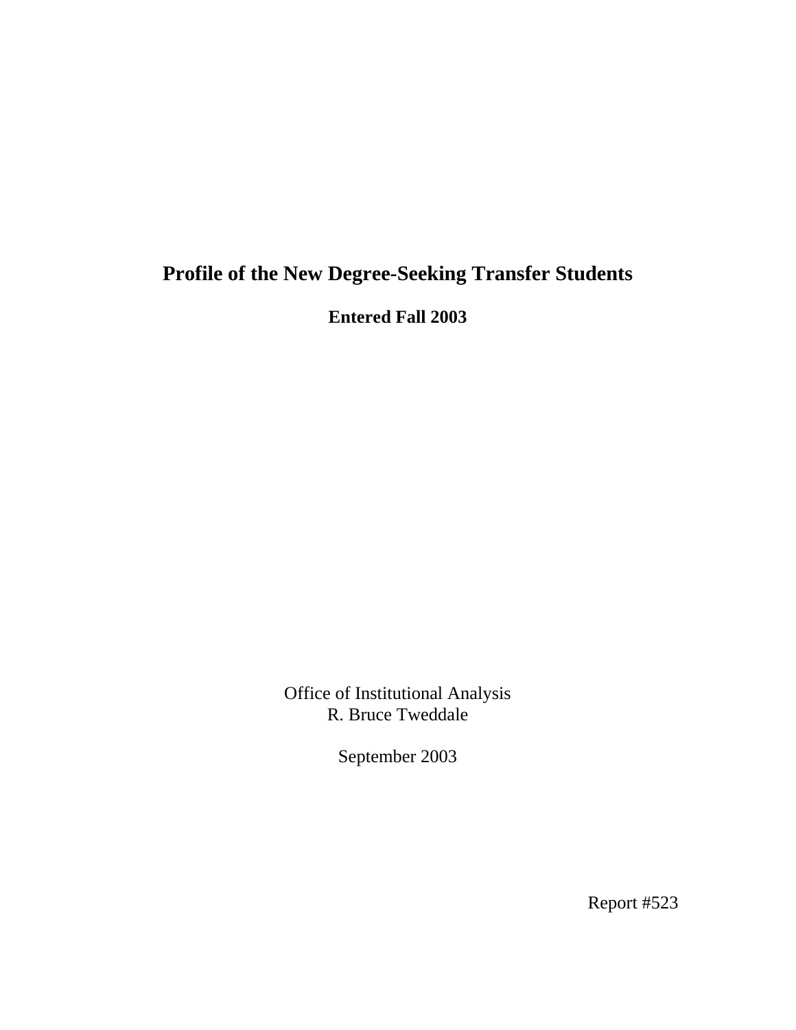# Profile of the New Degree-Seeking Transfer Students

**Entered Fall 2003**

Office of Institutional Analysis
R. Bruce Tweddale

September 2003

Report #523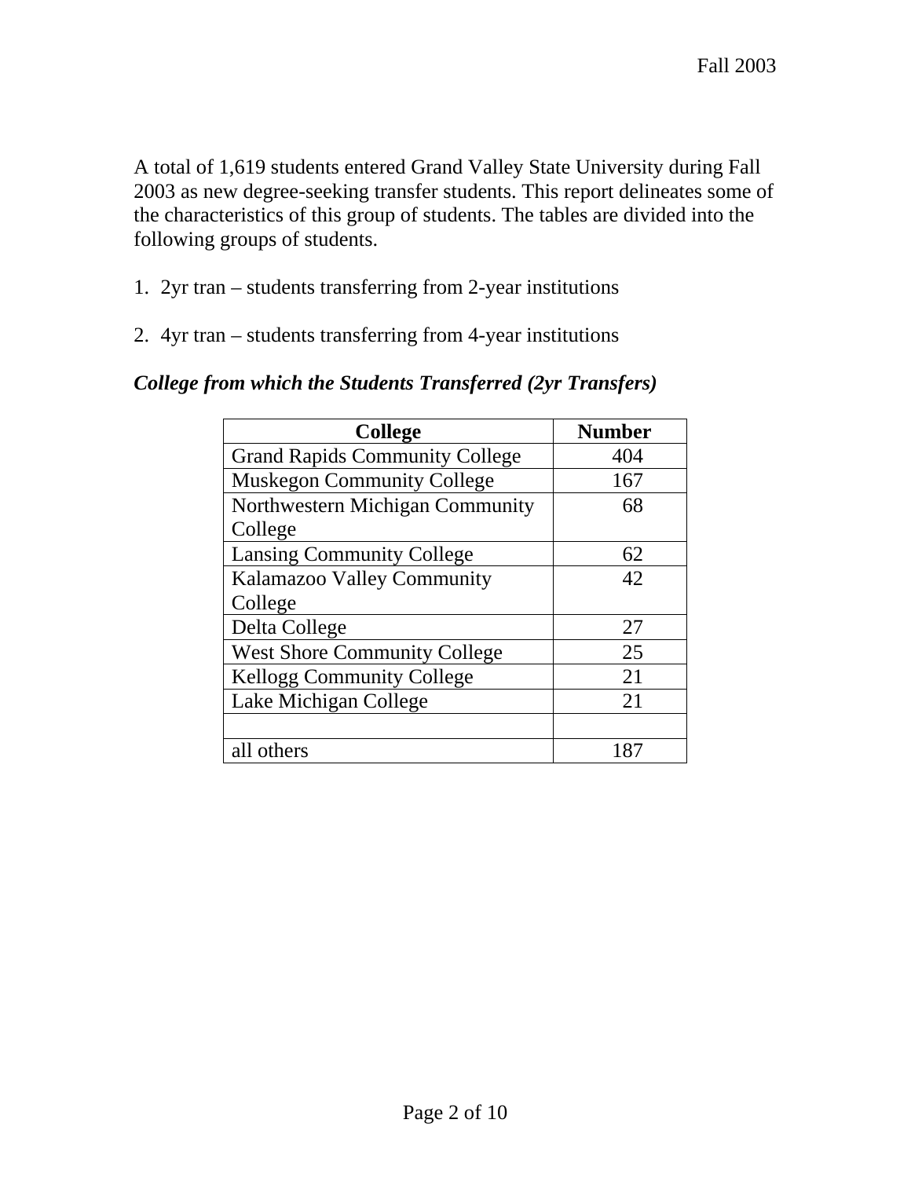A total of 1,619 students entered Grand Valley State University during Fall 2003 as new degree-seeking transfer students. This report delineates some of the characteristics of this group of students. The tables are divided into the following groups of students.

1. 2yr tran – students transferring from 2-year institutions

2. 4yr tran – students transferring from 4-year institutions

***College from which the Students Transferred (2yr Transfers)***

| College | Number |
|---|---|
| Grand Rapids Community College | 404 |
| Muskegon Community College | 167 |
| Northwestern Michigan Community College | 68 |
| Lansing Community College | 62 |
| Kalamazoo Valley Community College | 42 |
| Delta College | 27 |
| West Shore Community College | 25 |
| Kellogg Community College | 21 |
| Lake Michigan College | 21 |
| | |
| all others | 187 |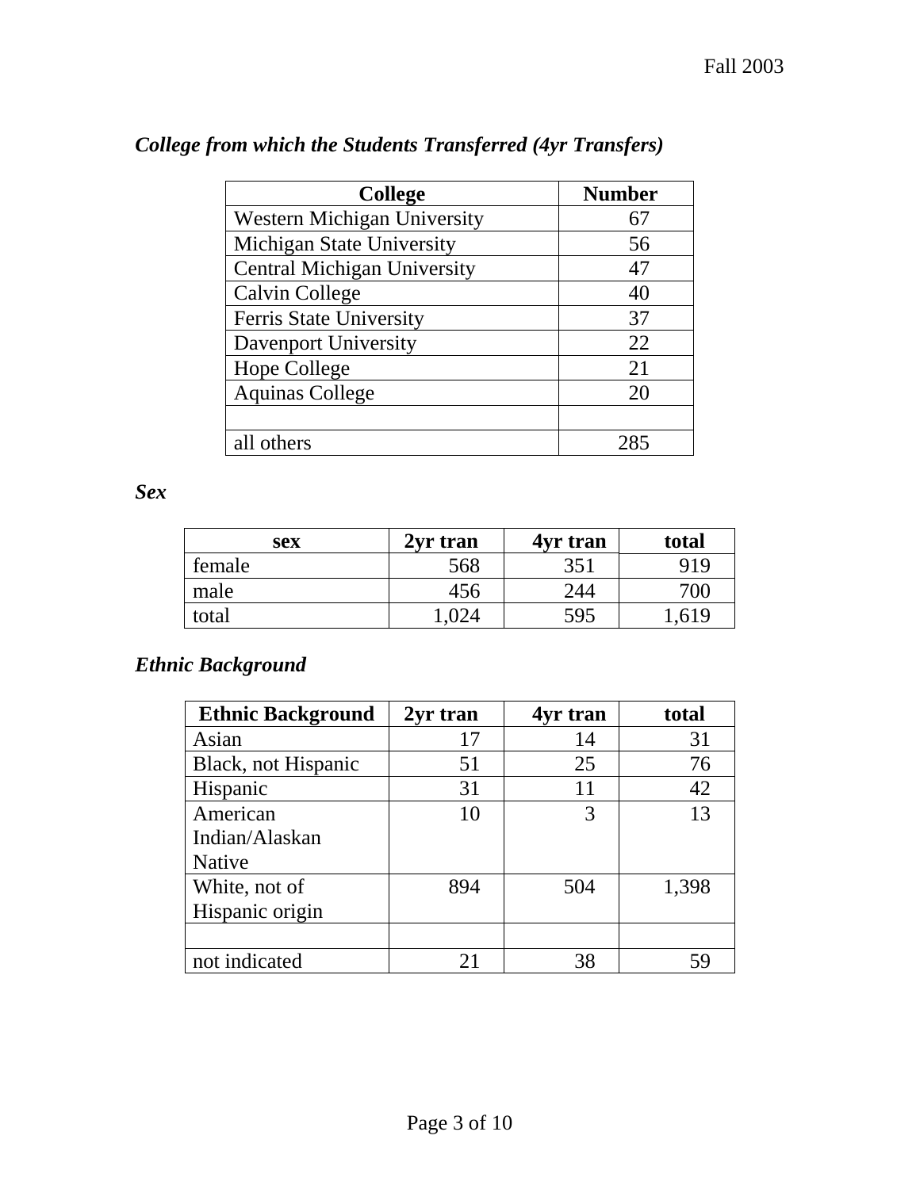## *College from which the Students Transferred (4yr Transfers)*

| College | Number |
|---|---|
| Western Michigan University | 67 |
| Michigan State University | 56 |
| Central Michigan University | 47 |
| Calvin College | 40 |
| Ferris State University | 37 |
| Davenport University | 22 |
| Hope College | 21 |
| Aquinas College | 20 |
| | |
| all others | 285 |

## *Sex*

| sex | 2yr tran | 4yr tran | total |
|---|---|---|---|
| female | 568 | 351 | 919 |
| male | 456 | 244 | 700 |
| total | 1,024 | 595 | 1,619 |

## *Ethnic Background*

| Ethnic Background | 2yr tran | 4yr tran | total |
|---|---|---|---|
| Asian | 17 | 14 | 31 |
| Black, not Hispanic | 51 | 25 | 76 |
| Hispanic | 31 | 11 | 42 |
| American Indian/Alaskan Native | 10 | 3 | 13 |
| White, not of Hispanic origin | 894 | 504 | 1,398 |
| | | | |
| not indicated | 21 | 38 | 59 |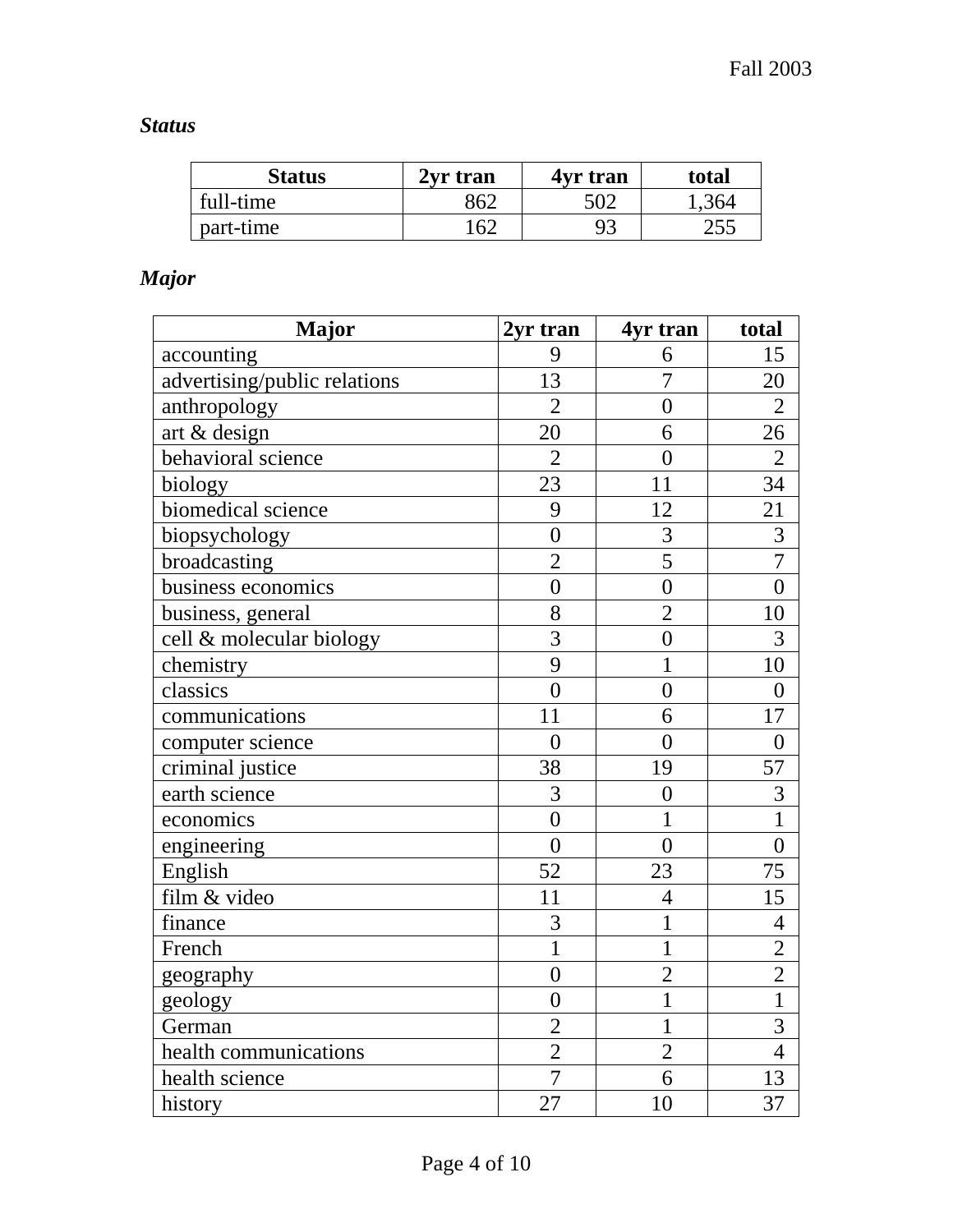***Status***

| Status | 2yr tran | 4yr tran | total |
|---|---|---|---|
| full-time | 862 | 502 | 1,364 |
| part-time | 162 | 93 | 255 |

***Major***

| Major | 2yr tran | 4yr tran | total |
|---|---|---|---|
| accounting | 9 | 6 | 15 |
| advertising/public relations | 13 | 7 | 20 |
| anthropology | 2 | 0 | 2 |
| art & design | 20 | 6 | 26 |
| behavioral science | 2 | 0 | 2 |
| biology | 23 | 11 | 34 |
| biomedical science | 9 | 12 | 21 |
| biopsychology | 0 | 3 | 3 |
| broadcasting | 2 | 5 | 7 |
| business economics | 0 | 0 | 0 |
| business, general | 8 | 2 | 10 |
| cell & molecular biology | 3 | 0 | 3 |
| chemistry | 9 | 1 | 10 |
| classics | 0 | 0 | 0 |
| communications | 11 | 6 | 17 |
| computer science | 0 | 0 | 0 |
| criminal justice | 38 | 19 | 57 |
| earth science | 3 | 0 | 3 |
| economics | 0 | 1 | 1 |
| engineering | 0 | 0 | 0 |
| English | 52 | 23 | 75 |
| film & video | 11 | 4 | 15 |
| finance | 3 | 1 | 4 |
| French | 1 | 1 | 2 |
| geography | 0 | 2 | 2 |
| geology | 0 | 1 | 1 |
| German | 2 | 1 | 3 |
| health communications | 2 | 2 | 4 |
| health science | 7 | 6 | 13 |
| history | 27 | 10 | 37 |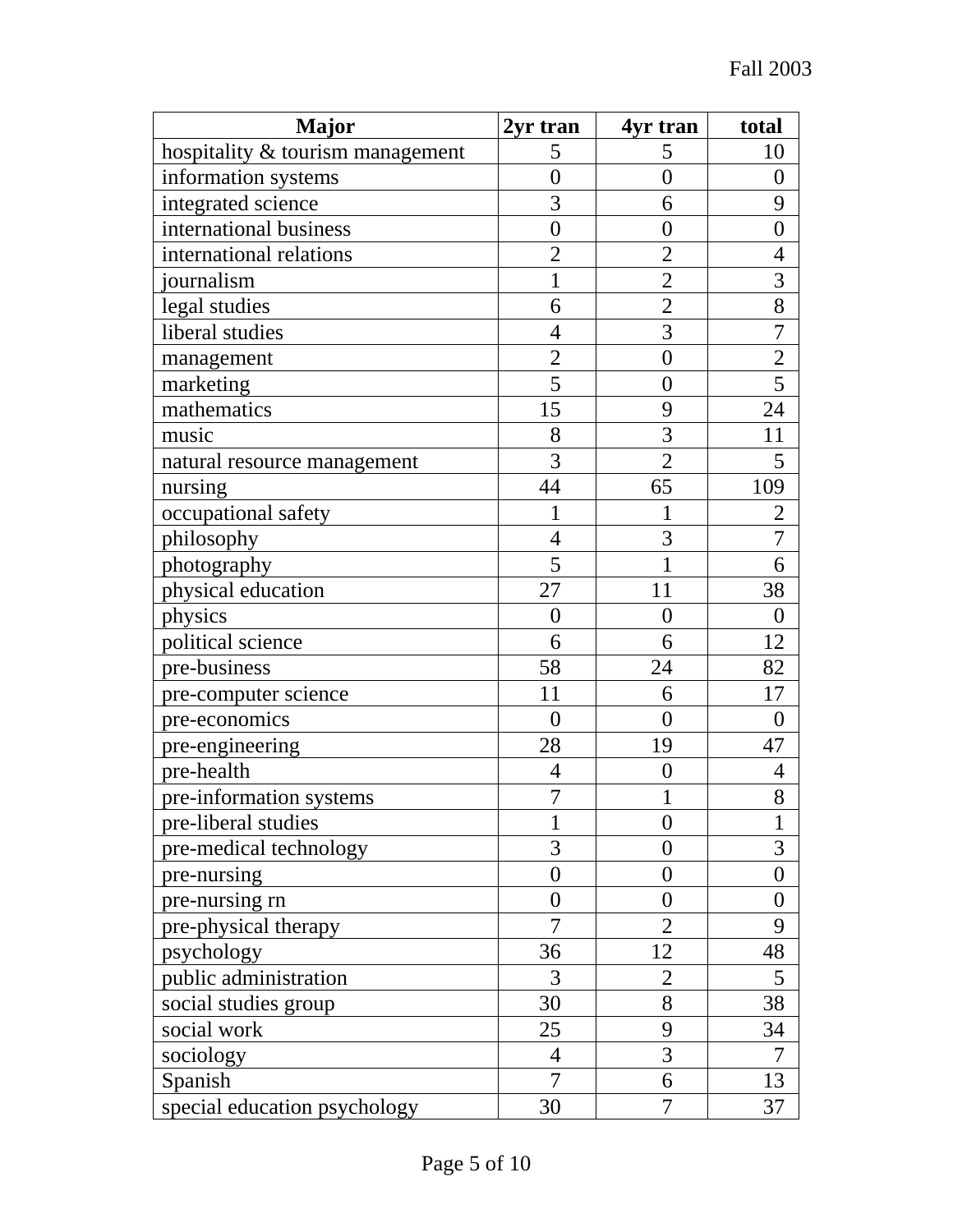| Major | 2yr tran | 4yr tran | total |
|---|---|---|---|
| hospitality & tourism management | 5 | 5 | 10 |
| information systems | 0 | 0 | 0 |
| integrated science | 3 | 6 | 9 |
| international business | 0 | 0 | 0 |
| international relations | 2 | 2 | 4 |
| journalism | 1 | 2 | 3 |
| legal studies | 6 | 2 | 8 |
| liberal studies | 4 | 3 | 7 |
| management | 2 | 0 | 2 |
| marketing | 5 | 0 | 5 |
| mathematics | 15 | 9 | 24 |
| music | 8 | 3 | 11 |
| natural resource management | 3 | 2 | 5 |
| nursing | 44 | 65 | 109 |
| occupational safety | 1 | 1 | 2 |
| philosophy | 4 | 3 | 7 |
| photography | 5 | 1 | 6 |
| physical education | 27 | 11 | 38 |
| physics | 0 | 0 | 0 |
| political science | 6 | 6 | 12 |
| pre-business | 58 | 24 | 82 |
| pre-computer science | 11 | 6 | 17 |
| pre-economics | 0 | 0 | 0 |
| pre-engineering | 28 | 19 | 47 |
| pre-health | 4 | 0 | 4 |
| pre-information systems | 7 | 1 | 8 |
| pre-liberal studies | 1 | 0 | 1 |
| pre-medical technology | 3 | 0 | 3 |
| pre-nursing | 0 | 0 | 0 |
| pre-nursing rn | 0 | 0 | 0 |
| pre-physical therapy | 7 | 2 | 9 |
| psychology | 36 | 12 | 48 |
| public administration | 3 | 2 | 5 |
| social studies group | 30 | 8 | 38 |
| social work | 25 | 9 | 34 |
| sociology | 4 | 3 | 7 |
| Spanish | 7 | 6 | 13 |
| special education psychology | 30 | 7 | 37 |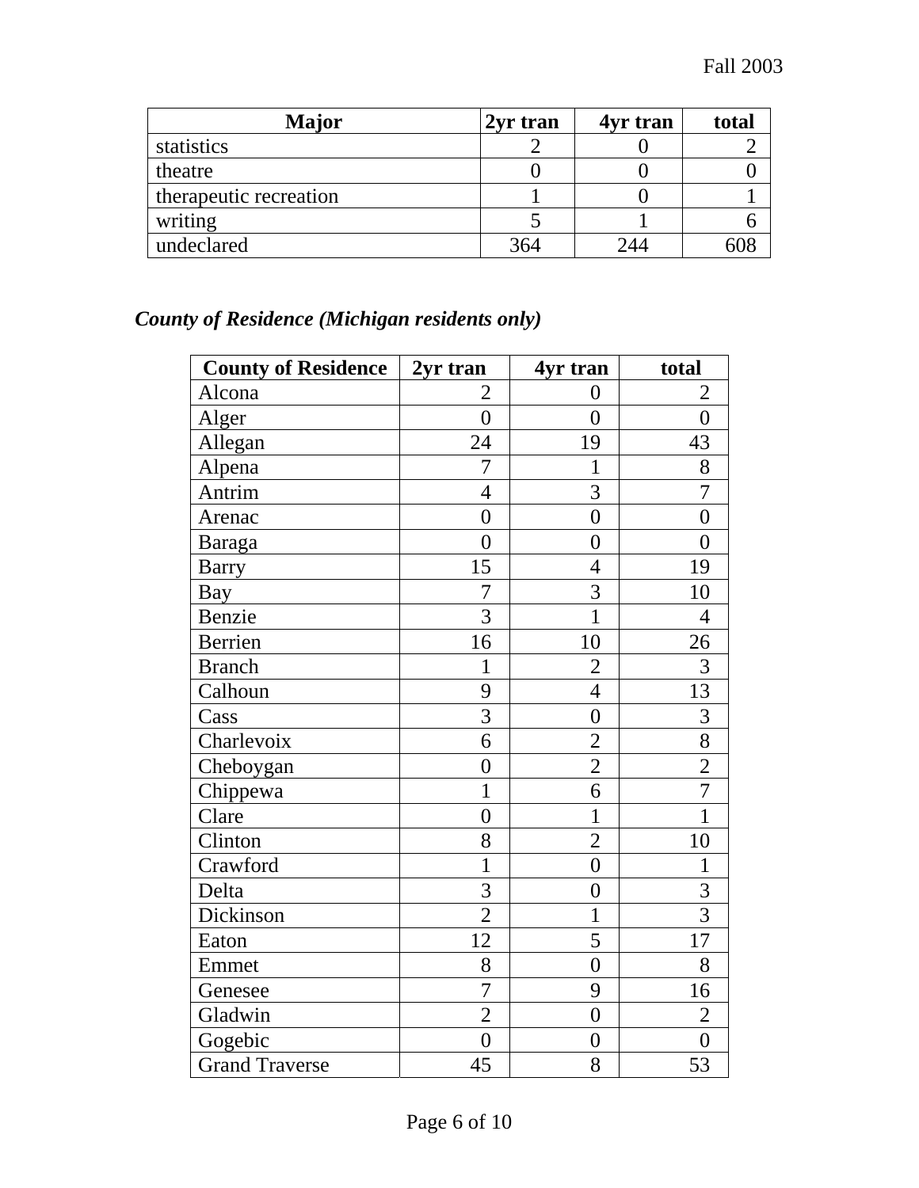| Major | 2yr tran | 4yr tran | total |
|---|---|---|---|
| statistics | 2 | 0 | 2 |
| theatre | 0 | 0 | 0 |
| therapeutic recreation | 1 | 0 | 1 |
| writing | 5 | 1 | 6 |
| undeclared | 364 | 244 | 608 |

### *County of Residence (Michigan residents only)*

| County of Residence | 2yr tran | 4yr tran | total |
|---|---|---|---|
| Alcona | 2 | 0 | 2 |
| Alger | 0 | 0 | 0 |
| Allegan | 24 | 19 | 43 |
| Alpena | 7 | 1 | 8 |
| Antrim | 4 | 3 | 7 |
| Arenac | 0 | 0 | 0 |
| Baraga | 0 | 0 | 0 |
| Barry | 15 | 4 | 19 |
| Bay | 7 | 3 | 10 |
| Benzie | 3 | 1 | 4 |
| Berrien | 16 | 10 | 26 |
| Branch | 1 | 2 | 3 |
| Calhoun | 9 | 4 | 13 |
| Cass | 3 | 0 | 3 |
| Charlevoix | 6 | 2 | 8 |
| Cheboygan | 0 | 2 | 2 |
| Chippewa | 1 | 6 | 7 |
| Clare | 0 | 1 | 1 |
| Clinton | 8 | 2 | 10 |
| Crawford | 1 | 0 | 1 |
| Delta | 3 | 0 | 3 |
| Dickinson | 2 | 1 | 3 |
| Eaton | 12 | 5 | 17 |
| Emmet | 8 | 0 | 8 |
| Genesee | 7 | 9 | 16 |
| Gladwin | 2 | 0 | 2 |
| Gogebic | 0 | 0 | 0 |
| Grand Traverse | 45 | 8 | 53 |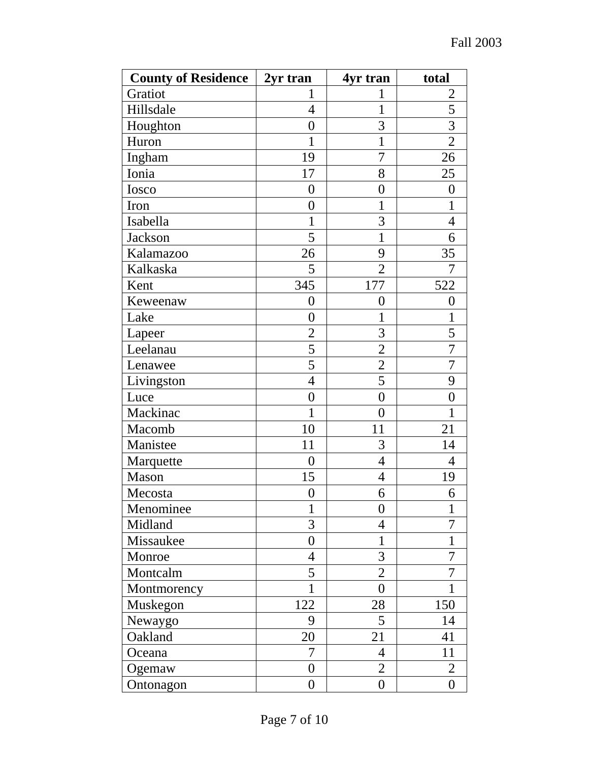| County of Residence | 2yr tran | 4yr tran | total |
|---|---|---|---|
| Gratiot | 1 | 1 | 2 |
| Hillsdale | 4 | 1 | 5 |
| Houghton | 0 | 3 | 3 |
| Huron | 1 | 1 | 2 |
| Ingham | 19 | 7 | 26 |
| Ionia | 17 | 8 | 25 |
| Iosco | 0 | 0 | 0 |
| Iron | 0 | 1 | 1 |
| Isabella | 1 | 3 | 4 |
| Jackson | 5 | 1 | 6 |
| Kalamazoo | 26 | 9 | 35 |
| Kalkaska | 5 | 2 | 7 |
| Kent | 345 | 177 | 522 |
| Keweenaw | 0 | 0 | 0 |
| Lake | 0 | 1 | 1 |
| Lapeer | 2 | 3 | 5 |
| Leelanau | 5 | 2 | 7 |
| Lenawee | 5 | 2 | 7 |
| Livingston | 4 | 5 | 9 |
| Luce | 0 | 0 | 0 |
| Mackinac | 1 | 0 | 1 |
| Macomb | 10 | 11 | 21 |
| Manistee | 11 | 3 | 14 |
| Marquette | 0 | 4 | 4 |
| Mason | 15 | 4 | 19 |
| Mecosta | 0 | 6 | 6 |
| Menominee | 1 | 0 | 1 |
| Midland | 3 | 4 | 7 |
| Missaukee | 0 | 1 | 1 |
| Monroe | 4 | 3 | 7 |
| Montcalm | 5 | 2 | 7 |
| Montmorency | 1 | 0 | 1 |
| Muskegon | 122 | 28 | 150 |
| Newaygo | 9 | 5 | 14 |
| Oakland | 20 | 21 | 41 |
| Oceana | 7 | 4 | 11 |
| Ogemaw | 0 | 2 | 2 |
| Ontonagon | 0 | 0 | 0 |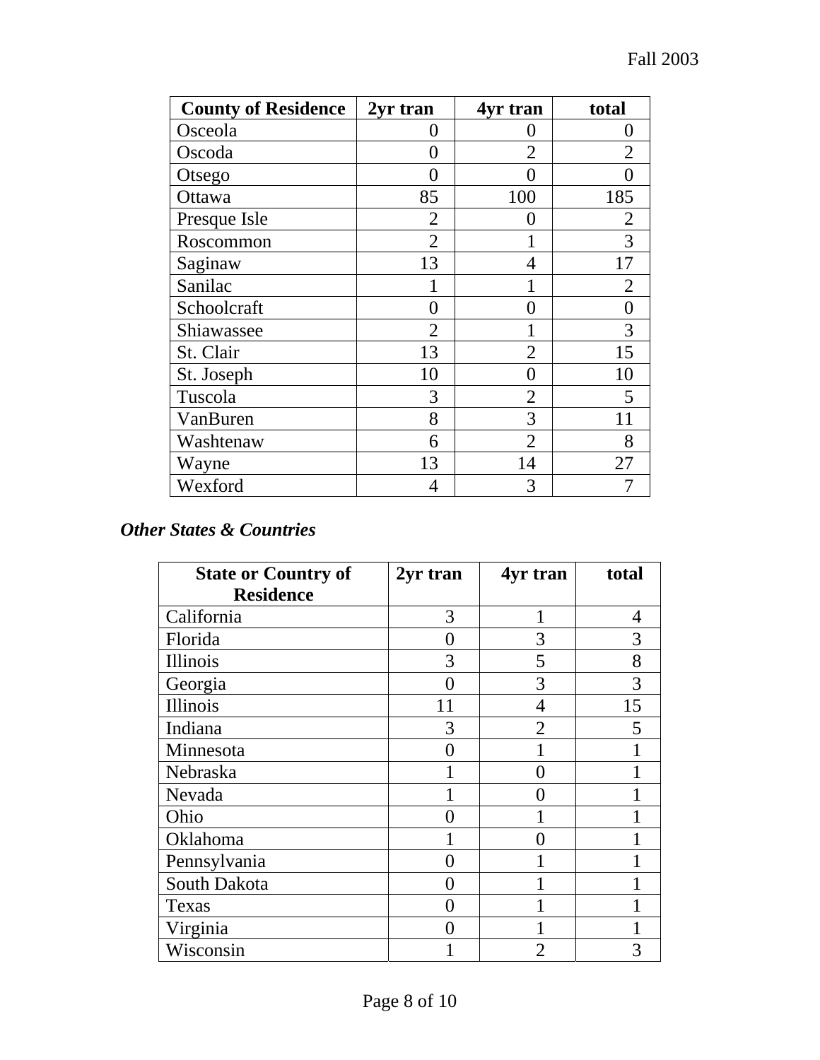| County of Residence | 2yr tran | 4yr tran | total |
|---|---|---|---|
| Osceola | 0 | 0 | 0 |
| Oscoda | 0 | 2 | 2 |
| Otsego | 0 | 0 | 0 |
| Ottawa | 85 | 100 | 185 |
| Presque Isle | 2 | 0 | 2 |
| Roscommon | 2 | 1 | 3 |
| Saginaw | 13 | 4 | 17 |
| Sanilac | 1 | 1 | 2 |
| Schoolcraft | 0 | 0 | 0 |
| Shiawassee | 2 | 1 | 3 |
| St. Clair | 13 | 2 | 15 |
| St. Joseph | 10 | 0 | 10 |
| Tuscola | 3 | 2 | 5 |
| VanBuren | 8 | 3 | 11 |
| Washtenaw | 6 | 2 | 8 |
| Wayne | 13 | 14 | 27 |
| Wexford | 4 | 3 | 7 |

***Other States & Countries***

| State or Country of Residence | 2yr tran | 4yr tran | total |
|---|---|---|---|
| California | 3 | 1 | 4 |
| Florida | 0 | 3 | 3 |
| Illinois | 3 | 5 | 8 |
| Georgia | 0 | 3 | 3 |
| Illinois | 11 | 4 | 15 |
| Indiana | 3 | 2 | 5 |
| Minnesota | 0 | 1 | 1 |
| Nebraska | 1 | 0 | 1 |
| Nevada | 1 | 0 | 1 |
| Ohio | 0 | 1 | 1 |
| Oklahoma | 1 | 0 | 1 |
| Pennsylvania | 0 | 1 | 1 |
| South Dakota | 0 | 1 | 1 |
| Texas | 0 | 1 | 1 |
| Virginia | 0 | 1 | 1 |
| Wisconsin | 1 | 2 | 3 |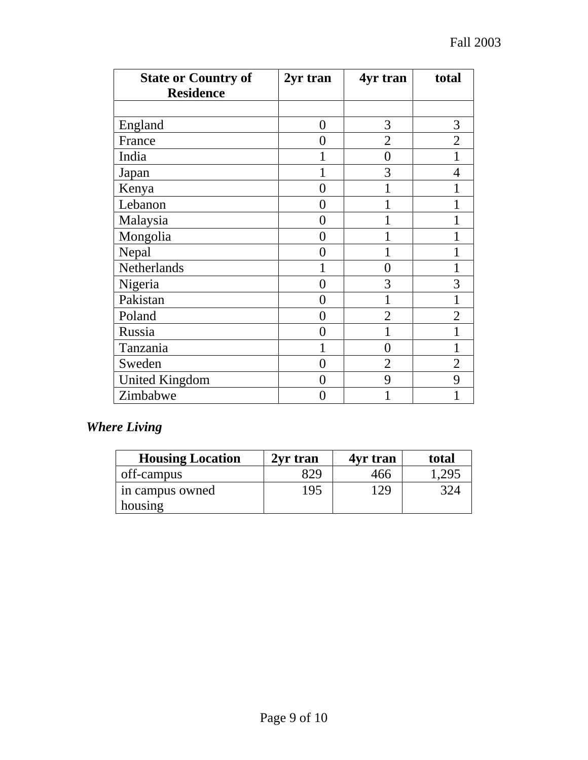| State or Country of Residence | 2yr tran | 4yr tran | total |
|---|---|---|---|
| | | | |
| England | 0 | 3 | 3 |
| France | 0 | 2 | 2 |
| India | 1 | 0 | 1 |
| Japan | 1 | 3 | 4 |
| Kenya | 0 | 1 | 1 |
| Lebanon | 0 | 1 | 1 |
| Malaysia | 0 | 1 | 1 |
| Mongolia | 0 | 1 | 1 |
| Nepal | 0 | 1 | 1 |
| Netherlands | 1 | 0 | 1 |
| Nigeria | 0 | 3 | 3 |
| Pakistan | 0 | 1 | 1 |
| Poland | 0 | 2 | 2 |
| Russia | 0 | 1 | 1 |
| Tanzania | 1 | 0 | 1 |
| Sweden | 0 | 2 | 2 |
| United Kingdom | 0 | 9 | 9 |
| Zimbabwe | 0 | 1 | 1 |

### *Where Living*

| Housing Location | 2yr tran | 4yr tran | total |
|---|---|---|---|
| off-campus | 829 | 466 | 1,295 |
| in campus owned housing | 195 | 129 | 324 |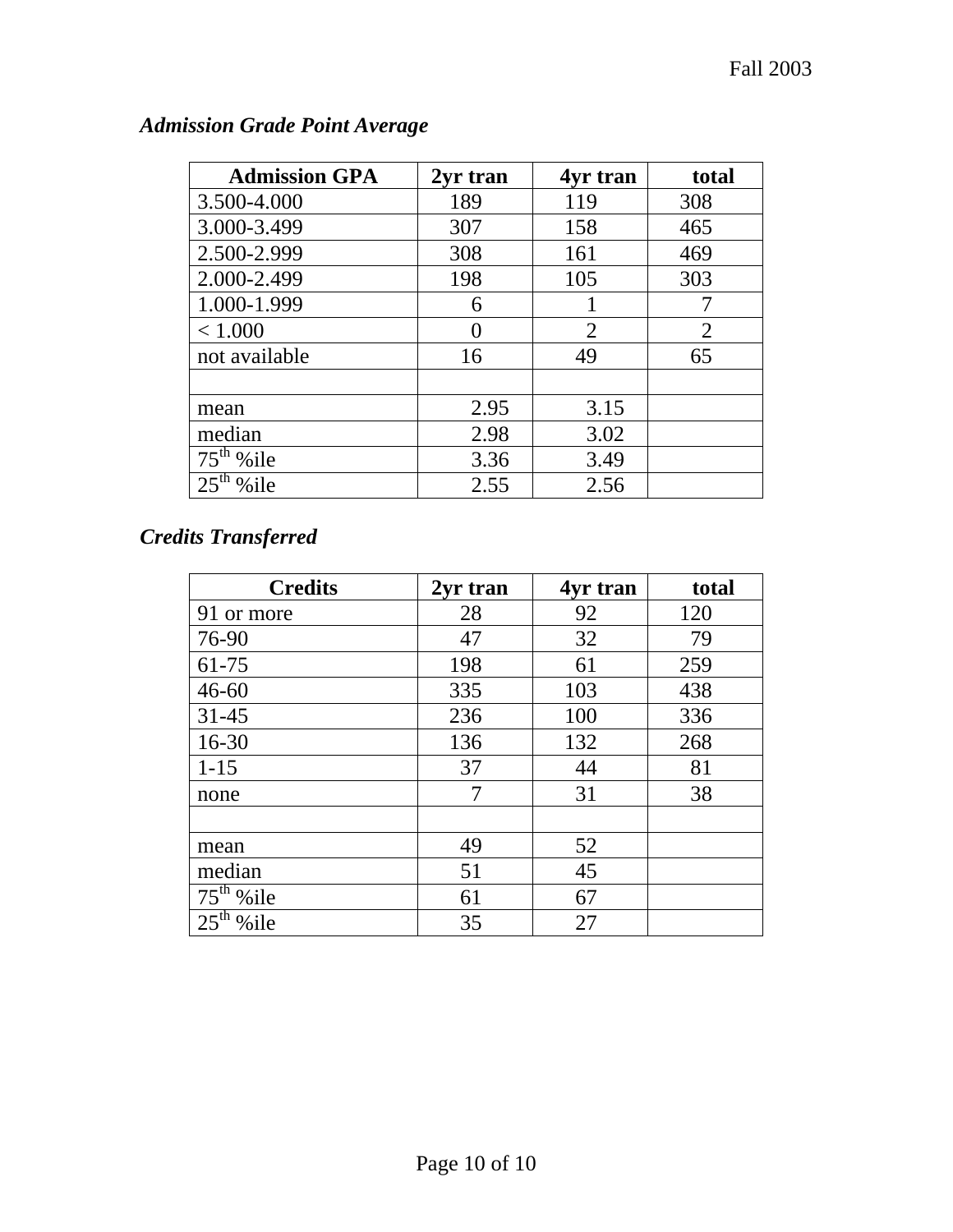### *Admission Grade Point Average*

| Admission GPA | 2yr tran | 4yr tran | total |
|---|---|---|---|
| 3.500-4.000 | 189 | 119 | 308 |
| 3.000-3.499 | 307 | 158 | 465 |
| 2.500-2.999 | 308 | 161 | 469 |
| 2.000-2.499 | 198 | 105 | 303 |
| 1.000-1.999 | 6 | 1 | 7 |
| < 1.000 | 0 | 2 | 2 |
| not available | 16 | 49 | 65 |
| | | | |
| mean | 2.95 | 3.15 | |
| median | 2.98 | 3.02 | |
| 75th %ile | 3.36 | 3.49 | |
| 25th %ile | 2.55 | 2.56 | |

### *Credits Transferred*

| Credits | 2yr tran | 4yr tran | total |
|---|---|---|---|
| 91 or more | 28 | 92 | 120 |
| 76-90 | 47 | 32 | 79 |
| 61-75 | 198 | 61 | 259 |
| 46-60 | 335 | 103 | 438 |
| 31-45 | 236 | 100 | 336 |
| 16-30 | 136 | 132 | 268 |
| 1-15 | 37 | 44 | 81 |
| none | 7 | 31 | 38 |
| | | | |
| mean | 49 | 52 | |
| median | 51 | 45 | |
| 75th %ile | 61 | 67 | |
| 25th %ile | 35 | 27 | |